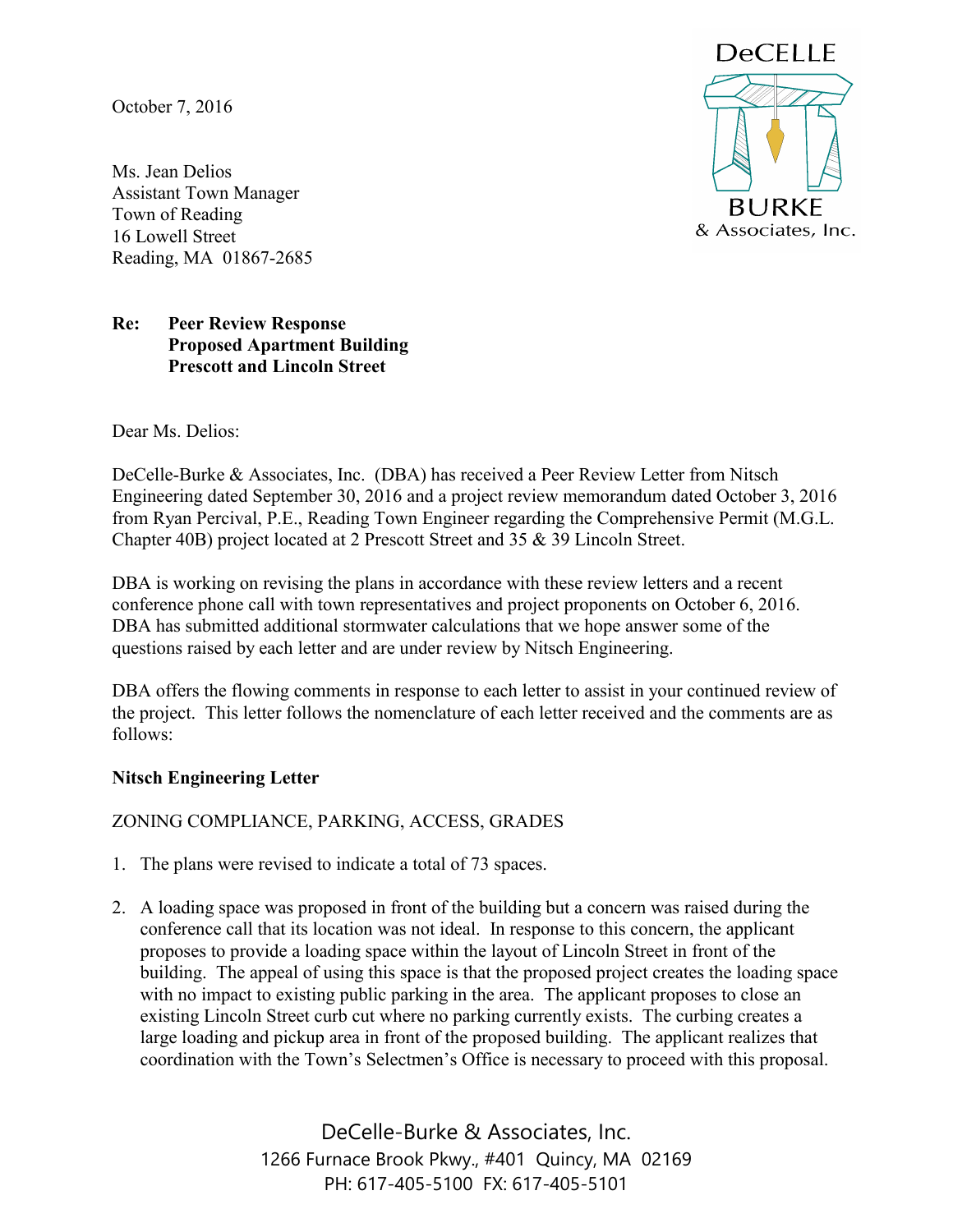October 7, 2016

Ms. Jean Delios
Assistant Town Manager
Town of Reading
16 Lowell Street
Reading, MA 01867-2685

**Re: Peer Review Response**
**Proposed Apartment Building**
**Prescott and Lincoln Street**

Dear Ms. Delios:

DeCelle-Burke & Associates, Inc. (DBA) has received a Peer Review Letter from Nitsch Engineering dated September 30, 2016 and a project review memorandum dated October 3, 2016 from Ryan Percival, P.E., Reading Town Engineer regarding the Comprehensive Permit (M.G.L. Chapter 40B) project located at 2 Prescott Street and 35 & 39 Lincoln Street.

DBA is working on revising the plans in accordance with these review letters and a recent conference phone call with town representatives and project proponents on October 6, 2016. DBA has submitted additional stormwater calculations that we hope answer some of the questions raised by each letter and are under review by Nitsch Engineering.

DBA offers the flowing comments in response to each letter to assist in your continued review of the project. This letter follows the nomenclature of each letter received and the comments are as follows:

**Nitsch Engineering Letter**

ZONING COMPLIANCE, PARKING, ACCESS, GRADES

1. The plans were revised to indicate a total of 73 spaces.

2. A loading space was proposed in front of the building but a concern was raised during the conference call that its location was not ideal. In response to this concern, the applicant proposes to provide a loading space within the layout of Lincoln Street in front of the building. The appeal of using this space is that the proposed project creates the loading space with no impact to existing public parking in the area. The applicant proposes to close an existing Lincoln Street curb cut where no parking currently exists. The curbing creates a large loading and pickup area in front of the proposed building. The applicant realizes that coordination with the Town's Selectmen's Office is necessary to proceed with this proposal.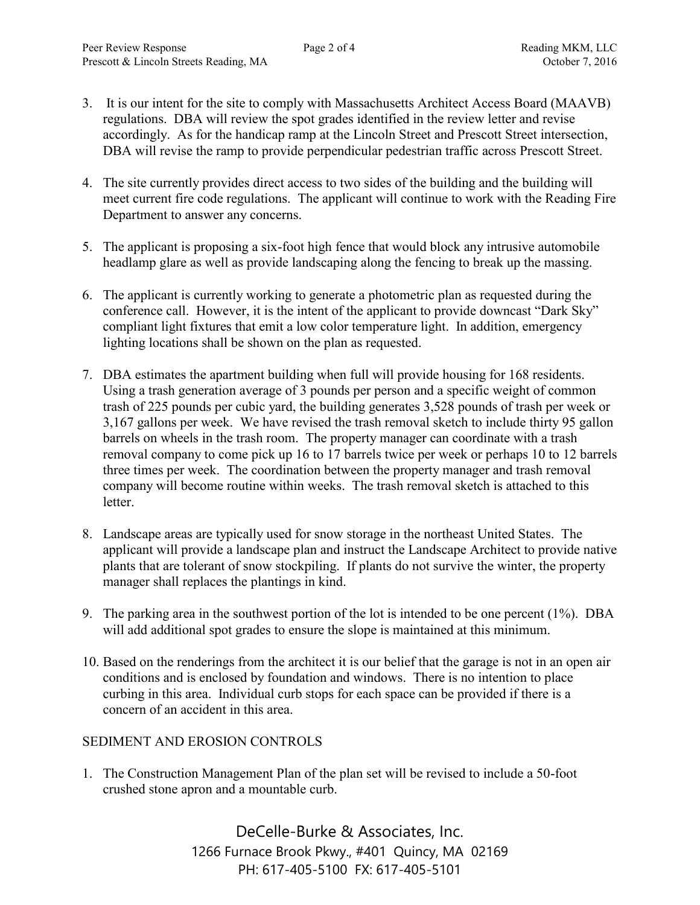3. It is our intent for the site to comply with Massachusetts Architect Access Board (MAAVB) regulations. DBA will review the spot grades identified in the review letter and revise accordingly. As for the handicap ramp at the Lincoln Street and Prescott Street intersection, DBA will revise the ramp to provide perpendicular pedestrian traffic across Prescott Street.

4. The site currently provides direct access to two sides of the building and the building will meet current fire code regulations. The applicant will continue to work with the Reading Fire Department to answer any concerns.

5. The applicant is proposing a six-foot high fence that would block any intrusive automobile headlamp glare as well as provide landscaping along the fencing to break up the massing.

6. The applicant is currently working to generate a photometric plan as requested during the conference call. However, it is the intent of the applicant to provide downcast "Dark Sky" compliant light fixtures that emit a low color temperature light. In addition, emergency lighting locations shall be shown on the plan as requested.

7. DBA estimates the apartment building when full will provide housing for 168 residents. Using a trash generation average of 3 pounds per person and a specific weight of common trash of 225 pounds per cubic yard, the building generates 3,528 pounds of trash per week or 3,167 gallons per week. We have revised the trash removal sketch to include thirty 95 gallon barrels on wheels in the trash room. The property manager can coordinate with a trash removal company to come pick up 16 to 17 barrels twice per week or perhaps 10 to 12 barrels three times per week. The coordination between the property manager and trash removal company will become routine within weeks. The trash removal sketch is attached to this letter.

8. Landscape areas are typically used for snow storage in the northeast United States. The applicant will provide a landscape plan and instruct the Landscape Architect to provide native plants that are tolerant of snow stockpiling. If plants do not survive the winter, the property manager shall replaces the plantings in kind.

9. The parking area in the southwest portion of the lot is intended to be one percent (1%). DBA will add additional spot grades to ensure the slope is maintained at this minimum.

10. Based on the renderings from the architect it is our belief that the garage is not in an open air conditions and is enclosed by foundation and windows. There is no intention to place curbing in this area. Individual curb stops for each space can be provided if there is a concern of an accident in this area.

SEDIMENT AND EROSION CONTROLS

1. The Construction Management Plan of the plan set will be revised to include a 50-foot crushed stone apron and a mountable curb.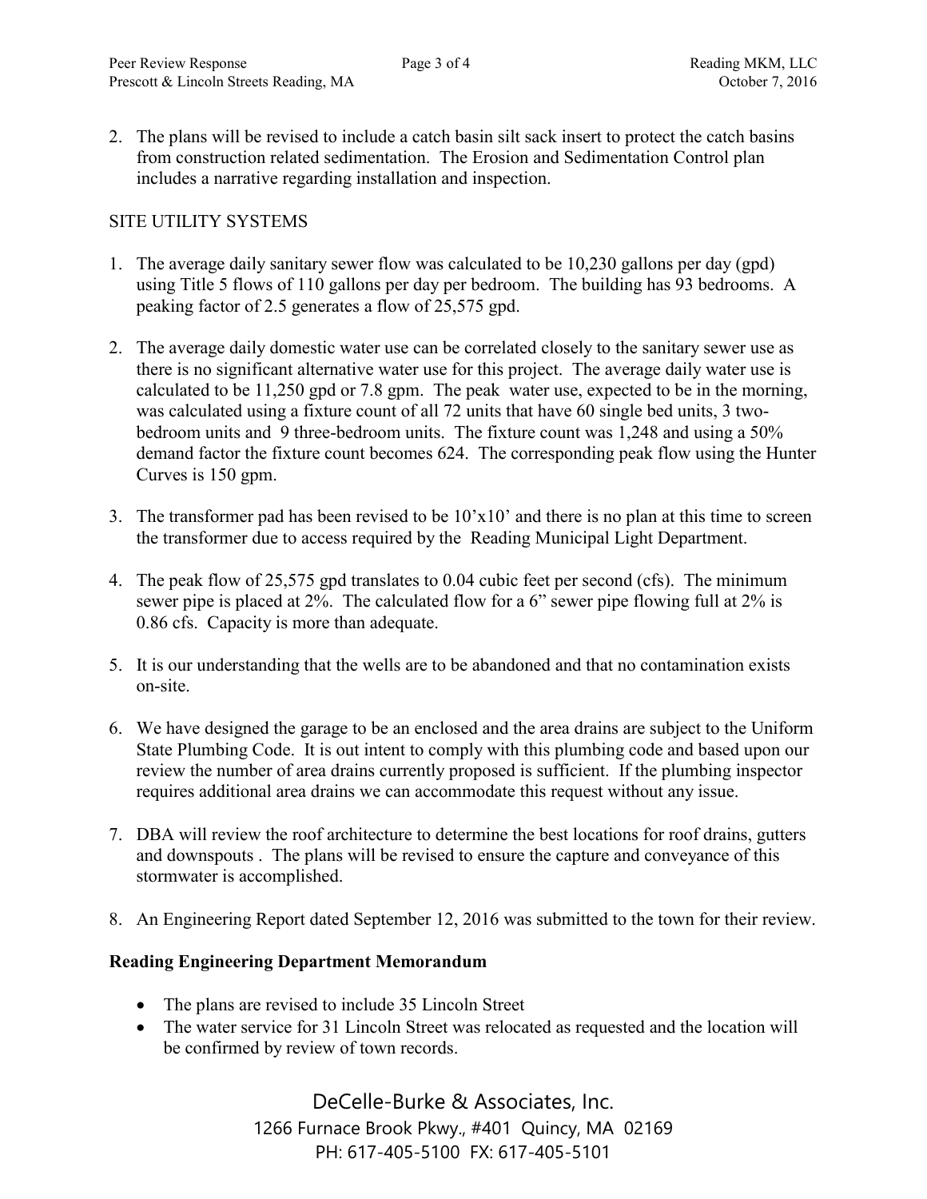2. The plans will be revised to include a catch basin silt sack insert to protect the catch basins from construction related sedimentation. The Erosion and Sedimentation Control plan includes a narrative regarding installation and inspection.

SITE UTILITY SYSTEMS

1. The average daily sanitary sewer flow was calculated to be 10,230 gallons per day (gpd) using Title 5 flows of 110 gallons per day per bedroom. The building has 93 bedrooms. A peaking factor of 2.5 generates a flow of 25,575 gpd.

2. The average daily domestic water use can be correlated closely to the sanitary sewer use as there is no significant alternative water use for this project. The average daily water use is calculated to be 11,250 gpd or 7.8 gpm. The peak water use, expected to be in the morning, was calculated using a fixture count of all 72 units that have 60 single bed units, 3 two-bedroom units and 9 three-bedroom units. The fixture count was 1,248 and using a 50% demand factor the fixture count becomes 624. The corresponding peak flow using the Hunter Curves is 150 gpm.

3. The transformer pad has been revised to be 10'x10' and there is no plan at this time to screen the transformer due to access required by the Reading Municipal Light Department.

4. The peak flow of 25,575 gpd translates to 0.04 cubic feet per second (cfs). The minimum sewer pipe is placed at 2%. The calculated flow for a 6" sewer pipe flowing full at 2% is 0.86 cfs. Capacity is more than adequate.

5. It is our understanding that the wells are to be abandoned and that no contamination exists on-site.

6. We have designed the garage to be an enclosed and the area drains are subject to the Uniform State Plumbing Code. It is out intent to comply with this plumbing code and based upon our review the number of area drains currently proposed is sufficient. If the plumbing inspector requires additional area drains we can accommodate this request without any issue.

7. DBA will review the roof architecture to determine the best locations for roof drains, gutters and downspouts . The plans will be revised to ensure the capture and conveyance of this stormwater is accomplished.

8. An Engineering Report dated September 12, 2016 was submitted to the town for their review.

**Reading Engineering Department Memorandum**

- The plans are revised to include 35 Lincoln Street
- The water service for 31 Lincoln Street was relocated as requested and the location will be confirmed by review of town records.

DeCelle-Burke & Associates, Inc.
1266 Furnace Brook Pkwy., #401 Quincy, MA 02169
PH: 617-405-5100 FX: 617-405-5101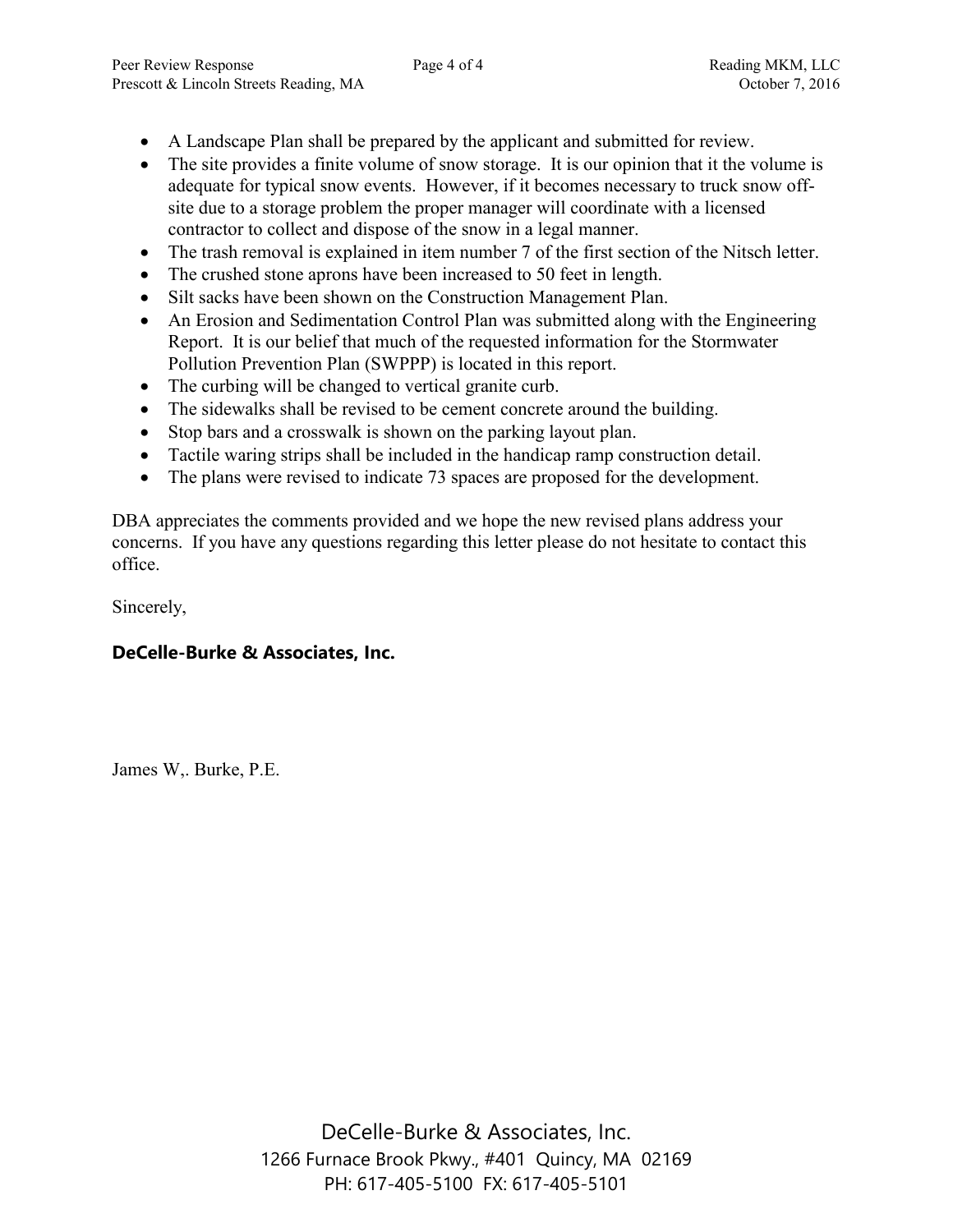- A Landscape Plan shall be prepared by the applicant and submitted for review.
- The site provides a finite volume of snow storage. It is our opinion that it the volume is adequate for typical snow events. However, if it becomes necessary to truck snow off-site due to a storage problem the proper manager will coordinate with a licensed contractor to collect and dispose of the snow in a legal manner.
- The trash removal is explained in item number 7 of the first section of the Nitsch letter.
- The crushed stone aprons have been increased to 50 feet in length.
- Silt sacks have been shown on the Construction Management Plan.
- An Erosion and Sedimentation Control Plan was submitted along with the Engineering Report. It is our belief that much of the requested information for the Stormwater Pollution Prevention Plan (SWPPP) is located in this report.
- The curbing will be changed to vertical granite curb.
- The sidewalks shall be revised to be cement concrete around the building.
- Stop bars and a crosswalk is shown on the parking layout plan.
- Tactile waring strips shall be included in the handicap ramp construction detail.
- The plans were revised to indicate 73 spaces are proposed for the development.

DBA appreciates the comments provided and we hope the new revised plans address your concerns. If you have any questions regarding this letter please do not hesitate to contact this office.

Sincerely,

**DeCelle-Burke & Associates, Inc.**

James W,. Burke, P.E.

DeCelle-Burke & Associates, Inc.
1266 Furnace Brook Pkwy., #401 Quincy, MA 02169
PH: 617-405-5100 FX: 617-405-5101